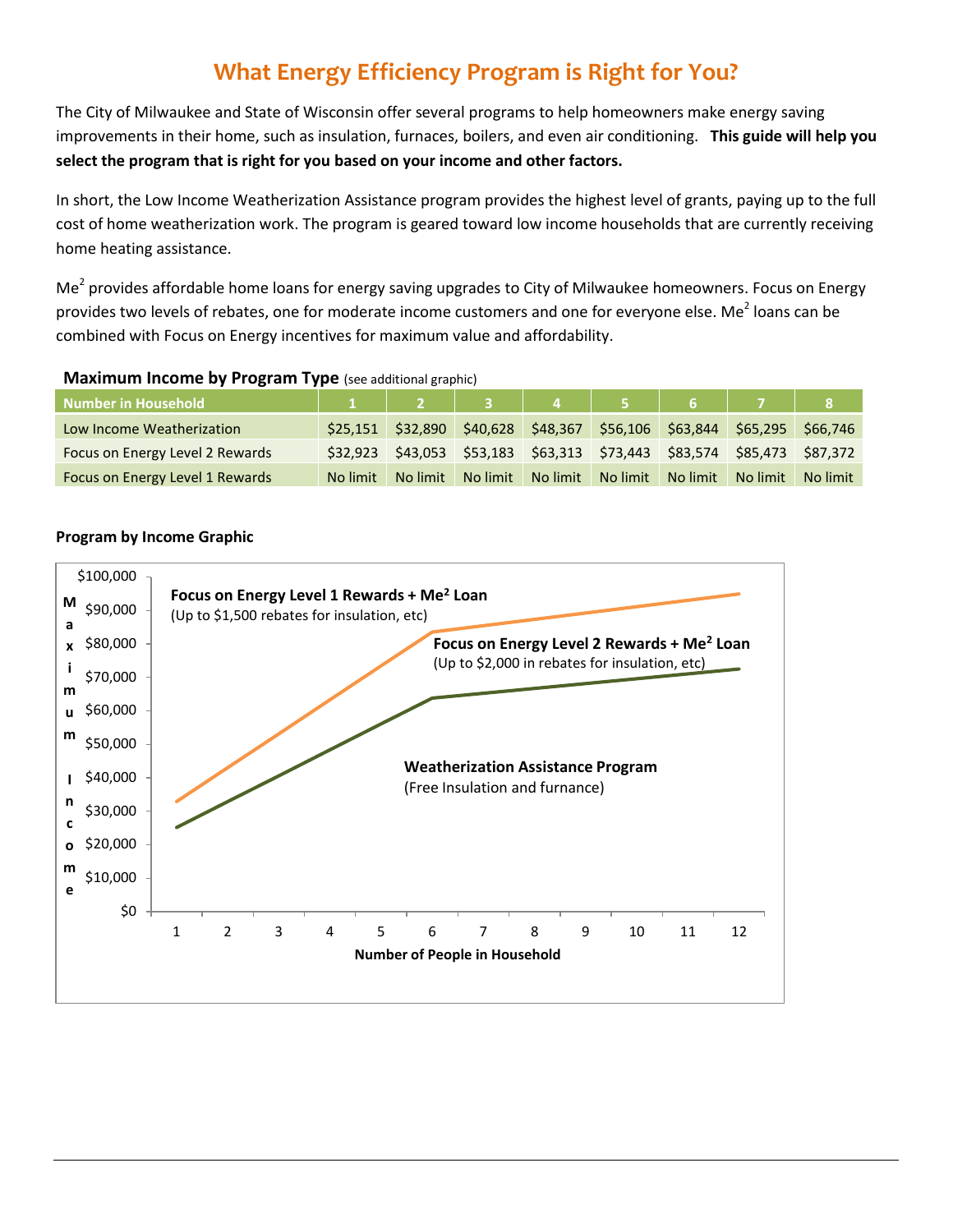# What Energy Efficiency Program is Right for You?

The City of Milwaukee and State of Wisconsin offer several programs to help homeowners make energy saving improvements in their home, such as insulation, furnaces, boilers, and even air conditioning. **This guide will help you select the program that is right for you based on your income and other factors.**

In short, the Low Income Weatherization Assistance program provides the highest level of grants, paying up to the full cost of home weatherization work. The program is geared toward low income households that are currently receiving home heating assistance.

Me[2] provides affordable home loans for energy saving upgrades to City of Milwaukee homeowners. Focus on Energy provides two levels of rebates, one for moderate income customers and one for everyone else. Me[2] loans can be combined with Focus on Energy incentives for maximum value and affordability.

**Maximum Income by Program Type** (see additional graphic)

| Number in Household | 1 | 2 | 3 | 4 | 5 | 6 | 7 | 8 |
|---|---|---|---|---|---|---|---|---|
| Low Income Weatherization | $25,151 | $32,890 | $40,628 | $48,367 | $56,106 | $63,844 | $65,295 | $66,746 |
| Focus on Energy Level 2 Rewards | $32,923 | $43,053 | $53,183 | $63,313 | $73,443 | $83,574 | $85,473 | $87,372 |
| Focus on Energy Level 1 Rewards | No limit | No limit | No limit | No limit | No limit | No limit | No limit | No limit |

**Program by Income Graphic**

Maximum Income: $0, $10,000, $20,000, $30,000, $40,000, $50,000, $60,000, $70,000, $80,000, $90,000, $100,000

Number of People in Household: 1, 2, 3, 4, 5, 6, 7, 8, 9, 10, 11, 12

**Focus on Energy Level 1 Rewards + Me[2] Loan**
(Up to $1,500 rebates for insulation, etc)

**Focus on Energy Level 2 Rewards + Me[2] Loan**
(Up to $2,000 in rebates for insulation, etc)

**Weatherization Assistance Program**
(Free Insulation and furnance)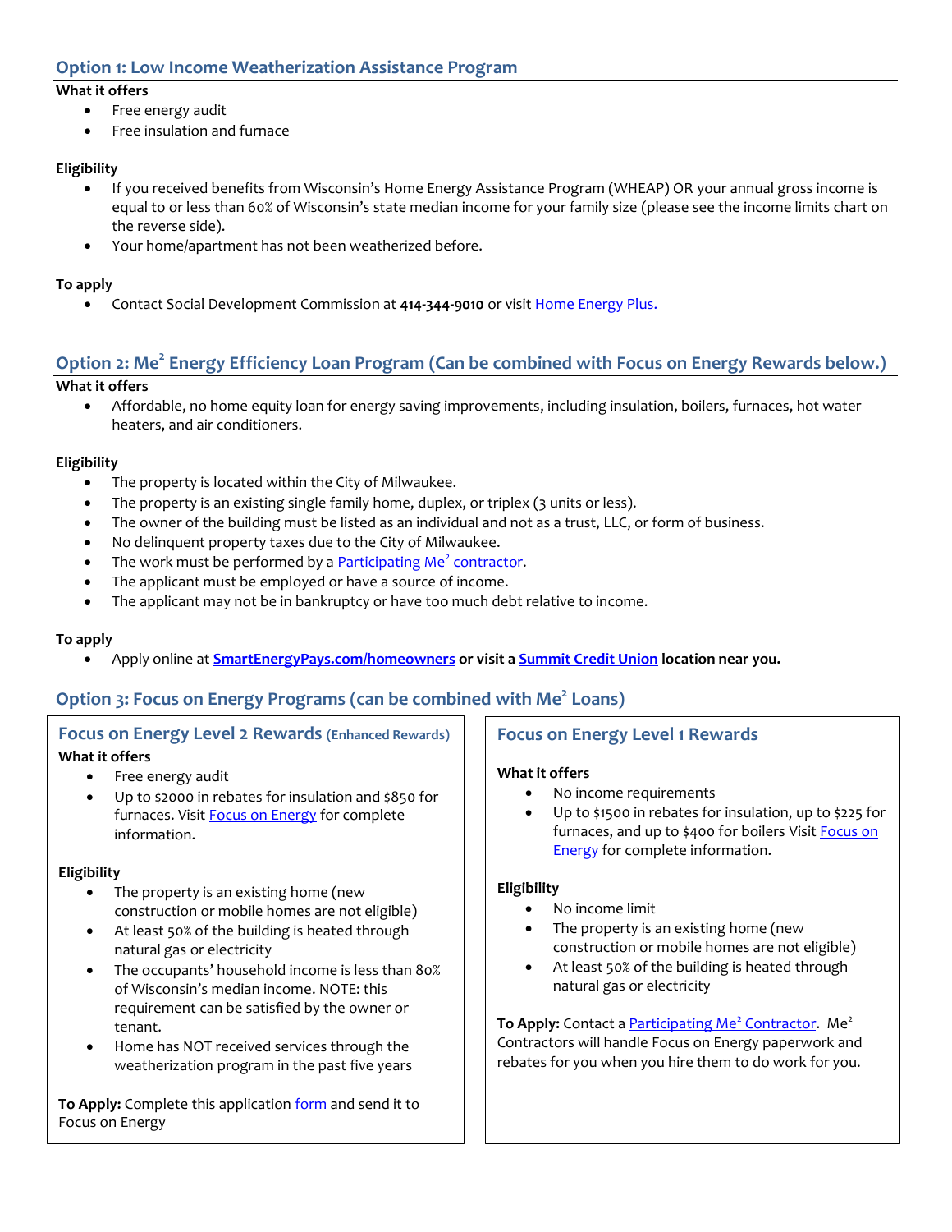## Option 1: Low Income Weatherization Assistance Program

**What it offers**

- Free energy audit
- Free insulation and furnace

**Eligibility**

- If you received benefits from Wisconsin's Home Energy Assistance Program (WHEAP) OR your annual gross income is equal to or less than 60% of Wisconsin's state median income for your family size (please see the income limits chart on the reverse side).
- Your home/apartment has not been weatherized before.

**To apply**

- Contact Social Development Commission at **414-344-9010** or visit Home Energy Plus.

## Option 2: Me² Energy Efficiency Loan Program (Can be combined with Focus on Energy Rewards below.)

**What it offers**

- Affordable, no home equity loan for energy saving improvements, including insulation, boilers, furnaces, hot water heaters, and air conditioners.

**Eligibility**

- The property is located within the City of Milwaukee.
- The property is an existing single family home, duplex, or triplex (3 units or less).
- The owner of the building must be listed as an individual and not as a trust, LLC, or form of business.
- No delinquent property taxes due to the City of Milwaukee.
- The work must be performed by a Participating Me² contractor.
- The applicant must be employed or have a source of income.
- The applicant may not be in bankruptcy or have too much debt relative to income.

**To apply**

- Apply online at **SmartEnergyPays.com/homeowners or visit a Summit Credit Union location near you.**

## Option 3: Focus on Energy Programs (can be combined with Me² Loans)

### Focus on Energy Level 2 Rewards (Enhanced Rewards)

**What it offers**

- Free energy audit
- Up to $2000 in rebates for insulation and $850 for furnaces. Visit Focus on Energy for complete information.

**Eligibility**

- The property is an existing home (new construction or mobile homes are not eligible)
- At least 50% of the building is heated through natural gas or electricity
- The occupants' household income is less than 80% of Wisconsin's median income. NOTE: this requirement can be satisfied by the owner or tenant.
- Home has NOT received services through the weatherization program in the past five years

**To Apply:** Complete this application form and send it to Focus on Energy

### Focus on Energy Level 1 Rewards

**What it offers**

- No income requirements
- Up to $1500 in rebates for insulation, up to $225 for furnaces, and up to $400 for boilers Visit Focus on Energy for complete information.

**Eligibility**

- No income limit
- The property is an existing home (new construction or mobile homes are not eligible)
- At least 50% of the building is heated through natural gas or electricity

**To Apply:** Contact a Participating Me² Contractor. Me² Contractors will handle Focus on Energy paperwork and rebates for you when you hire them to do work for you.